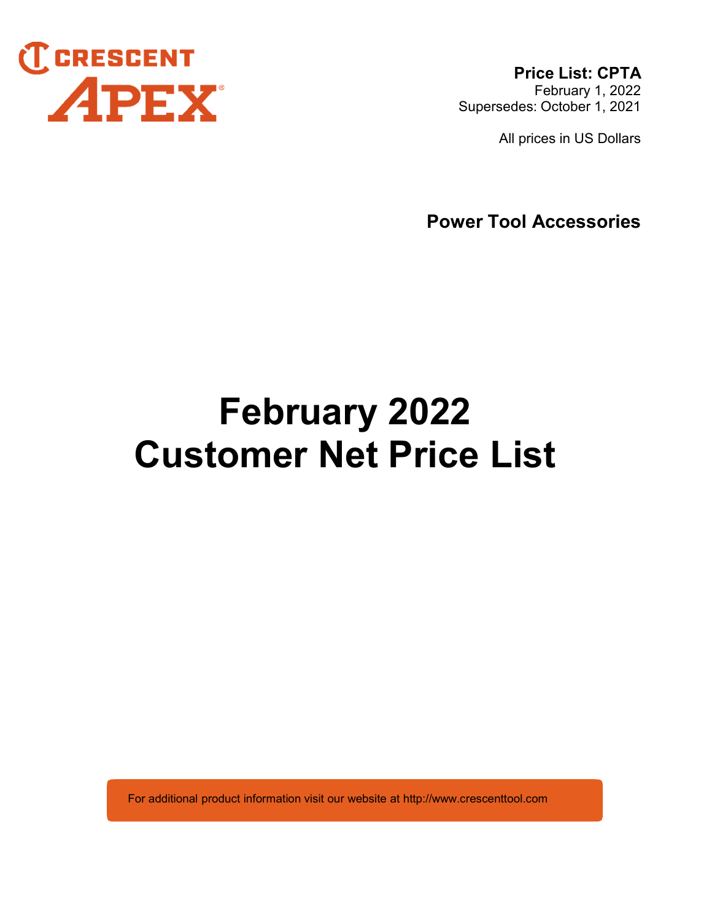CRESCENT APEX®

**Price List: CPTA**
February 1, 2022
Supersedes: October 1, 2021

All prices in US Dollars

**Power Tool Accessories**

# February 2022
# Customer Net Price List

For additional product information visit our website at http://www.crescenttool.com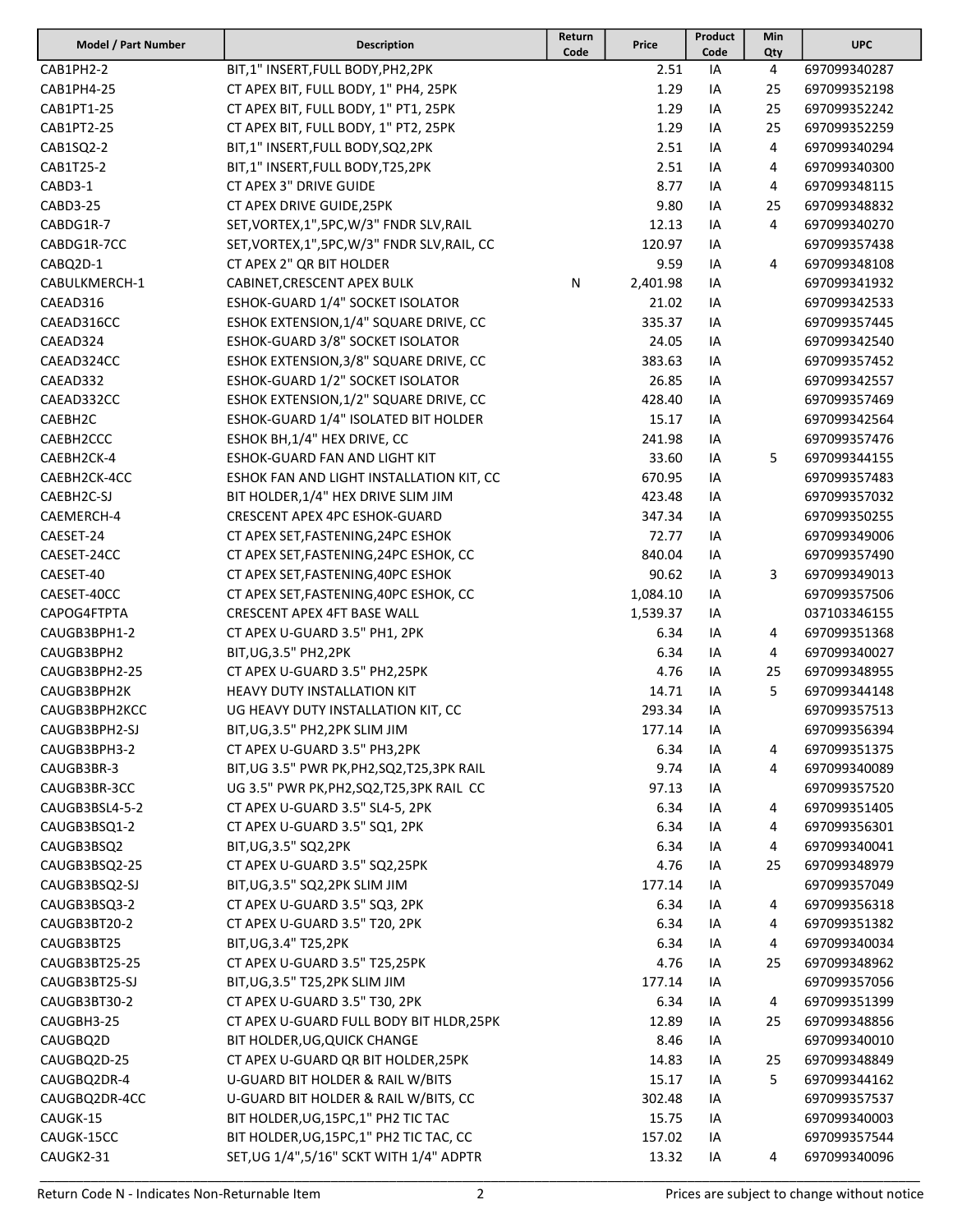| Model / Part Number | Description | Return Code | Price | Product Code | Min Qty | UPC |
|---|---|---|---|---|---|---|
| CAB1PH2-2 | BIT,1" INSERT,FULL BODY,PH2,2PK | | 2.51 | IA | 4 | 697099340287 |
| CAB1PH4-25 | CT APEX BIT, FULL BODY, 1" PH4, 25PK | | 1.29 | IA | 25 | 697099352198 |
| CAB1PT1-25 | CT APEX BIT, FULL BODY, 1" PT1, 25PK | | 1.29 | IA | 25 | 697099352242 |
| CAB1PT2-25 | CT APEX BIT, FULL BODY, 1" PT2, 25PK | | 1.29 | IA | 25 | 697099352259 |
| CAB1SQ2-2 | BIT,1" INSERT,FULL BODY,SQ2,2PK | | 2.51 | IA | 4 | 697099340294 |
| CAB1T25-2 | BIT,1" INSERT,FULL BODY,T25,2PK | | 2.51 | IA | 4 | 697099340300 |
| CABD3-1 | CT APEX 3" DRIVE GUIDE | | 8.77 | IA | 4 | 697099348115 |
| CABD3-25 | CT APEX DRIVE GUIDE,25PK | | 9.80 | IA | 25 | 697099348832 |
| CABDG1R-7 | SET,VORTEX,1",5PC,W/3" FNDR SLV,RAIL | | 12.13 | IA | 4 | 697099340270 |
| CABDG1R-7CC | SET,VORTEX,1",5PC,W/3" FNDR SLV,RAIL, CC | | 120.97 | IA | | 697099357438 |
| CABQ2D-1 | CT APEX 2" QR BIT HOLDER | | 9.59 | IA | 4 | 697099348108 |
| CABULKMERCH-1 | CABINET,CRESCENT APEX BULK | N | 2,401.98 | IA | | 697099341932 |
| CAEAD316 | ESHOK-GUARD 1/4" SOCKET ISOLATOR | | 21.02 | IA | | 697099342533 |
| CAEAD316CC | ESHOK EXTENSION,1/4" SQUARE DRIVE, CC | | 335.37 | IA | | 697099357445 |
| CAEAD324 | ESHOK-GUARD 3/8" SOCKET ISOLATOR | | 24.05 | IA | | 697099342540 |
| CAEAD324CC | ESHOK EXTENSION,3/8" SQUARE DRIVE, CC | | 383.63 | IA | | 697099357452 |
| CAEAD332 | ESHOK-GUARD 1/2" SOCKET ISOLATOR | | 26.85 | IA | | 697099342557 |
| CAEAD332CC | ESHOK EXTENSION,1/2" SQUARE DRIVE, CC | | 428.40 | IA | | 697099357469 |
| CAEBH2C | ESHOK-GUARD 1/4" ISOLATED BIT HOLDER | | 15.17 | IA | | 697099342564 |
| CAEBH2CCC | ESHOK BH,1/4" HEX DRIVE, CC | | 241.98 | IA | | 697099357476 |
| CAEBH2CK-4 | ESHOK-GUARD FAN AND LIGHT KIT | | 33.60 | IA | 5 | 697099344155 |
| CAEBH2CK-4CC | ESHOK FAN AND LIGHT INSTALLATION KIT, CC | | 670.95 | IA | | 697099357483 |
| CAEBH2C-SJ | BIT HOLDER,1/4" HEX DRIVE SLIM JIM | | 423.48 | IA | | 697099357032 |
| CAEMERCH-4 | CRESCENT APEX 4PC ESHOK-GUARD | | 347.34 | IA | | 697099350255 |
| CAESET-24 | CT APEX SET,FASTENING,24PC ESHOK | | 72.77 | IA | | 697099349006 |
| CAESET-24CC | CT APEX SET,FASTENING,24PC ESHOK, CC | | 840.04 | IA | | 697099357490 |
| CAESET-40 | CT APEX SET,FASTENING,40PC ESHOK | | 90.62 | IA | 3 | 697099349013 |
| CAESET-40CC | CT APEX SET,FASTENING,40PC ESHOK, CC | | 1,084.10 | IA | | 697099357506 |
| CAPOG4FTPTA | CRESCENT APEX 4FT BASE WALL | | 1,539.37 | IA | | 037103346155 |
| CAUGB3BPH1-2 | CT APEX U-GUARD 3.5" PH1, 2PK | | 6.34 | IA | 4 | 697099351368 |
| CAUGB3BPH2 | BIT,UG,3.5" PH2,2PK | | 6.34 | IA | 4 | 697099340027 |
| CAUGB3BPH2-25 | CT APEX U-GUARD 3.5" PH2,25PK | | 4.76 | IA | 25 | 697099348955 |
| CAUGB3BPH2K | HEAVY DUTY INSTALLATION KIT | | 14.71 | IA | 5 | 697099344148 |
| CAUGB3BPH2KCC | UG HEAVY DUTY INSTALLATION KIT, CC | | 293.34 | IA | | 697099357513 |
| CAUGB3BPH2-SJ | BIT,UG,3.5" PH2,2PK SLIM JIM | | 177.14 | IA | | 697099356394 |
| CAUGB3BPH3-2 | CT APEX U-GUARD 3.5" PH3,2PK | | 6.34 | IA | 4 | 697099351375 |
| CAUGB3BR-3 | BIT,UG 3.5" PWR PK,PH2,SQ2,T25,3PK RAIL | | 9.74 | IA | 4 | 697099340089 |
| CAUGB3BR-3CC | UG 3.5" PWR PK,PH2,SQ2,T25,3PK RAIL CC | | 97.13 | IA | | 697099357520 |
| CAUGB3BSL4-5-2 | CT APEX U-GUARD 3.5" SL4-5, 2PK | | 6.34 | IA | 4 | 697099351405 |
| CAUGB3BSQ1-2 | CT APEX U-GUARD 3.5" SQ1, 2PK | | 6.34 | IA | 4 | 697099356301 |
| CAUGB3BSQ2 | BIT,UG,3.5" SQ2,2PK | | 6.34 | IA | 4 | 697099340041 |
| CAUGB3BSQ2-25 | CT APEX U-GUARD 3.5" SQ2,25PK | | 4.76 | IA | 25 | 697099348979 |
| CAUGB3BSQ2-SJ | BIT,UG,3.5" SQ2,2PK SLIM JIM | | 177.14 | IA | | 697099357049 |
| CAUGB3BSQ3-2 | CT APEX U-GUARD 3.5" SQ3, 2PK | | 6.34 | IA | 4 | 697099356318 |
| CAUGB3BT20-2 | CT APEX U-GUARD 3.5" T20, 2PK | | 6.34 | IA | 4 | 697099351382 |
| CAUGB3BT25 | BIT,UG,3.4" T25,2PK | | 6.34 | IA | 4 | 697099340034 |
| CAUGB3BT25-25 | CT APEX U-GUARD 3.5" T25,25PK | | 4.76 | IA | 25 | 697099348962 |
| CAUGB3BT25-SJ | BIT,UG,3.5" T25,2PK SLIM JIM | | 177.14 | IA | | 697099357056 |
| CAUGB3BT30-2 | CT APEX U-GUARD 3.5" T30, 2PK | | 6.34 | IA | 4 | 697099351399 |
| CAUGBH3-25 | CT APEX U-GUARD FULL BODY BIT HLDR,25PK | | 12.89 | IA | 25 | 697099348856 |
| CAUGBQ2D | BIT HOLDER,UG,QUICK CHANGE | | 8.46 | IA | | 697099340010 |
| CAUGBQ2D-25 | CT APEX U-GUARD QR BIT HOLDER,25PK | | 14.83 | IA | 25 | 697099348849 |
| CAUGBQ2DR-4 | U-GUARD BIT HOLDER & RAIL W/BITS | | 15.17 | IA | 5 | 697099344162 |
| CAUGBQ2DR-4CC | U-GUARD BIT HOLDER & RAIL W/BITS, CC | | 302.48 | IA | | 697099357537 |
| CAUGK-15 | BIT HOLDER,UG,15PC,1" PH2 TIC TAC | | 15.75 | IA | | 697099340003 |
| CAUGK-15CC | BIT HOLDER,UG,15PC,1" PH2 TIC TAC, CC | | 157.02 | IA | | 697099357544 |
| CAUGK2-31 | SET,UG 1/4",5/16" SCKT WITH 1/4" ADPTR | | 13.32 | IA | 4 | 697099340096 |

Return Code N - Indicates Non-Returnable Item

Prices are subject to change without notice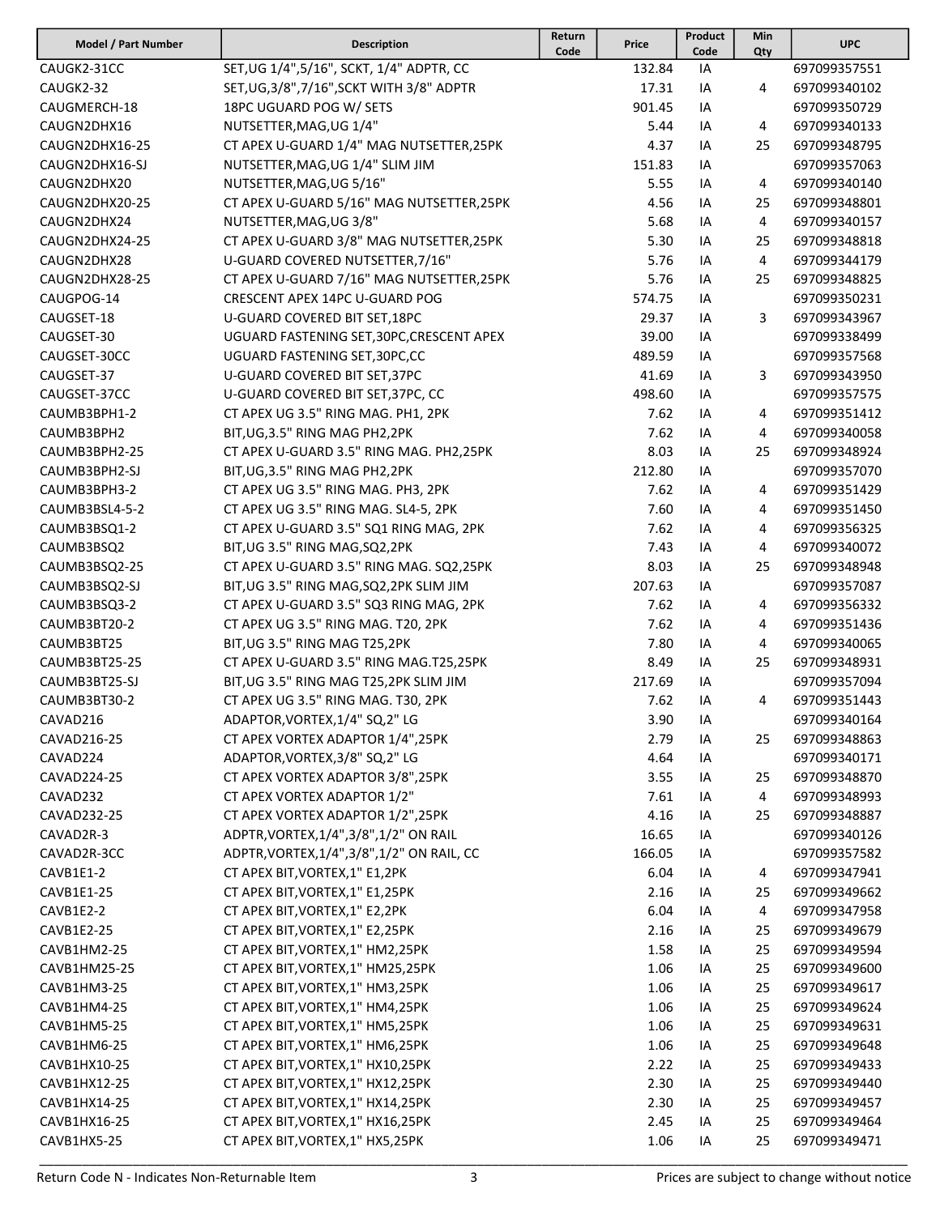| Model / Part Number | Description | Return Code | Price | Product Code | Min Qty | UPC |
|---|---|---|---|---|---|---|
| CAUGK2-31CC | SET,UG 1/4",5/16", SCKT, 1/4" ADPTR, CC | | 132.84 | IA | | 697099357551 |
| CAUGK2-32 | SET,UG,3/8",7/16",SCKT WITH 3/8" ADPTR | | 17.31 | IA | 4 | 697099340102 |
| CAUGMERCH-18 | 18PC UGUARD POG W/ SETS | | 901.45 | IA | | 697099350729 |
| CAUGN2DHX16 | NUTSETTER,MAG,UG 1/4" | | 5.44 | IA | 4 | 697099340133 |
| CAUGN2DHX16-25 | CT APEX U-GUARD 1/4" MAG NUTSETTER,25PK | | 4.37 | IA | 25 | 697099348795 |
| CAUGN2DHX16-SJ | NUTSETTER,MAG,UG 1/4" SLIM JIM | | 151.83 | IA | | 697099357063 |
| CAUGN2DHX20 | NUTSETTER,MAG,UG 5/16" | | 5.55 | IA | 4 | 697099340140 |
| CAUGN2DHX20-25 | CT APEX U-GUARD 5/16" MAG NUTSETTER,25PK | | 4.56 | IA | 25 | 697099348801 |
| CAUGN2DHX24 | NUTSETTER,MAG,UG 3/8" | | 5.68 | IA | 4 | 697099340157 |
| CAUGN2DHX24-25 | CT APEX U-GUARD 3/8" MAG NUTSETTER,25PK | | 5.30 | IA | 25 | 697099348818 |
| CAUGN2DHX28 | U-GUARD COVERED NUTSETTER,7/16" | | 5.76 | IA | 4 | 697099344179 |
| CAUGN2DHX28-25 | CT APEX U-GUARD 7/16" MAG NUTSETTER,25PK | | 5.76 | IA | 25 | 697099348825 |
| CAUGPOG-14 | CRESCENT APEX 14PC U-GUARD POG | | 574.75 | IA | | 697099350231 |
| CAUGSET-18 | U-GUARD COVERED BIT SET,18PC | | 29.37 | IA | 3 | 697099343967 |
| CAUGSET-30 | UGUARD FASTENING SET,30PC,CRESCENT APEX | | 39.00 | IA | | 697099338499 |
| CAUGSET-30CC | UGUARD FASTENING SET,30PC,CC | | 489.59 | IA | | 697099357568 |
| CAUGSET-37 | U-GUARD COVERED BIT SET,37PC | | 41.69 | IA | 3 | 697099343950 |
| CAUGSET-37CC | U-GUARD COVERED BIT SET,37PC, CC | | 498.60 | IA | | 697099357575 |
| CAUMB3BPH1-2 | CT APEX UG 3.5" RING MAG. PH1, 2PK | | 7.62 | IA | 4 | 697099351412 |
| CAUMB3BPH2 | BIT,UG,3.5" RING MAG PH2,2PK | | 7.62 | IA | 4 | 697099340058 |
| CAUMB3BPH2-25 | CT APEX U-GUARD 3.5" RING MAG. PH2,25PK | | 8.03 | IA | 25 | 697099348924 |
| CAUMB3BPH2-SJ | BIT,UG,3.5" RING MAG PH2,2PK | | 212.80 | IA | | 697099357070 |
| CAUMB3BPH3-2 | CT APEX UG 3.5" RING MAG. PH3, 2PK | | 7.62 | IA | 4 | 697099351429 |
| CAUMB3BSL4-5-2 | CT APEX UG 3.5" RING MAG. SL4-5, 2PK | | 7.60 | IA | 4 | 697099351450 |
| CAUMB3BSQ1-2 | CT APEX U-GUARD 3.5" SQ1 RING MAG, 2PK | | 7.62 | IA | 4 | 697099356325 |
| CAUMB3BSQ2 | BIT,UG 3.5" RING MAG,SQ2,2PK | | 7.43 | IA | 4 | 697099340072 |
| CAUMB3BSQ2-25 | CT APEX U-GUARD 3.5" RING MAG. SQ2,25PK | | 8.03 | IA | 25 | 697099348948 |
| CAUMB3BSQ2-SJ | BIT,UG 3.5" RING MAG,SQ2,2PK SLIM JIM | | 207.63 | IA | | 697099357087 |
| CAUMB3BSQ3-2 | CT APEX U-GUARD 3.5" SQ3 RING MAG, 2PK | | 7.62 | IA | 4 | 697099356332 |
| CAUMB3BT20-2 | CT APEX UG 3.5" RING MAG. T20, 2PK | | 7.62 | IA | 4 | 697099351436 |
| CAUMB3BT25 | BIT,UG 3.5" RING MAG T25,2PK | | 7.80 | IA | 4 | 697099340065 |
| CAUMB3BT25-25 | CT APEX U-GUARD 3.5" RING MAG.T25,25PK | | 8.49 | IA | 25 | 697099348931 |
| CAUMB3BT25-SJ | BIT,UG 3.5" RING MAG T25,2PK SLIM JIM | | 217.69 | IA | | 697099357094 |
| CAUMB3BT30-2 | CT APEX UG 3.5" RING MAG. T30, 2PK | | 7.62 | IA | 4 | 697099351443 |
| CAVAD216 | ADAPTOR,VORTEX,1/4" SQ,2" LG | | 3.90 | IA | | 697099340164 |
| CAVAD216-25 | CT APEX VORTEX ADAPTOR 1/4",25PK | | 2.79 | IA | 25 | 697099348863 |
| CAVAD224 | ADAPTOR,VORTEX,3/8" SQ,2" LG | | 4.64 | IA | | 697099340171 |
| CAVAD224-25 | CT APEX VORTEX ADAPTOR 3/8",25PK | | 3.55 | IA | 25 | 697099348870 |
| CAVAD232 | CT APEX VORTEX ADAPTOR 1/2" | | 7.61 | IA | 4 | 697099348993 |
| CAVAD232-25 | CT APEX VORTEX ADAPTOR 1/2",25PK | | 4.16 | IA | 25 | 697099348887 |
| CAVAD2R-3 | ADPTR,VORTEX,1/4",3/8",1/2" ON RAIL | | 16.65 | IA | | 697099340126 |
| CAVAD2R-3CC | ADPTR,VORTEX,1/4",3/8",1/2" ON RAIL, CC | | 166.05 | IA | | 697099357582 |
| CAVB1E1-2 | CT APEX BIT,VORTEX,1" E1,2PK | | 6.04 | IA | 4 | 697099347941 |
| CAVB1E1-25 | CT APEX BIT,VORTEX,1" E1,25PK | | 2.16 | IA | 25 | 697099349662 |
| CAVB1E2-2 | CT APEX BIT,VORTEX,1" E2,2PK | | 6.04 | IA | 4 | 697099347958 |
| CAVB1E2-25 | CT APEX BIT,VORTEX,1" E2,25PK | | 2.16 | IA | 25 | 697099349679 |
| CAVB1HM2-25 | CT APEX BIT,VORTEX,1" HM2,25PK | | 1.58 | IA | 25 | 697099349594 |
| CAVB1HM25-25 | CT APEX BIT,VORTEX,1" HM25,25PK | | 1.06 | IA | 25 | 697099349600 |
| CAVB1HM3-25 | CT APEX BIT,VORTEX,1" HM3,25PK | | 1.06 | IA | 25 | 697099349617 |
| CAVB1HM4-25 | CT APEX BIT,VORTEX,1" HM4,25PK | | 1.06 | IA | 25 | 697099349624 |
| CAVB1HM5-25 | CT APEX BIT,VORTEX,1" HM5,25PK | | 1.06 | IA | 25 | 697099349631 |
| CAVB1HM6-25 | CT APEX BIT,VORTEX,1" HM6,25PK | | 1.06 | IA | 25 | 697099349648 |
| CAVB1HX10-25 | CT APEX BIT,VORTEX,1" HX10,25PK | | 2.22 | IA | 25 | 697099349433 |
| CAVB1HX12-25 | CT APEX BIT,VORTEX,1" HX12,25PK | | 2.30 | IA | 25 | 697099349440 |
| CAVB1HX14-25 | CT APEX BIT,VORTEX,1" HX14,25PK | | 2.30 | IA | 25 | 697099349457 |
| CAVB1HX16-25 | CT APEX BIT,VORTEX,1" HX16,25PK | | 2.45 | IA | 25 | 697099349464 |
| CAVB1HX5-25 | CT APEX BIT,VORTEX,1" HX5,25PK | | 1.06 | IA | 25 | 697099349471 |

Return Code N - Indicates Non-Returnable Item

Prices are subject to change without notice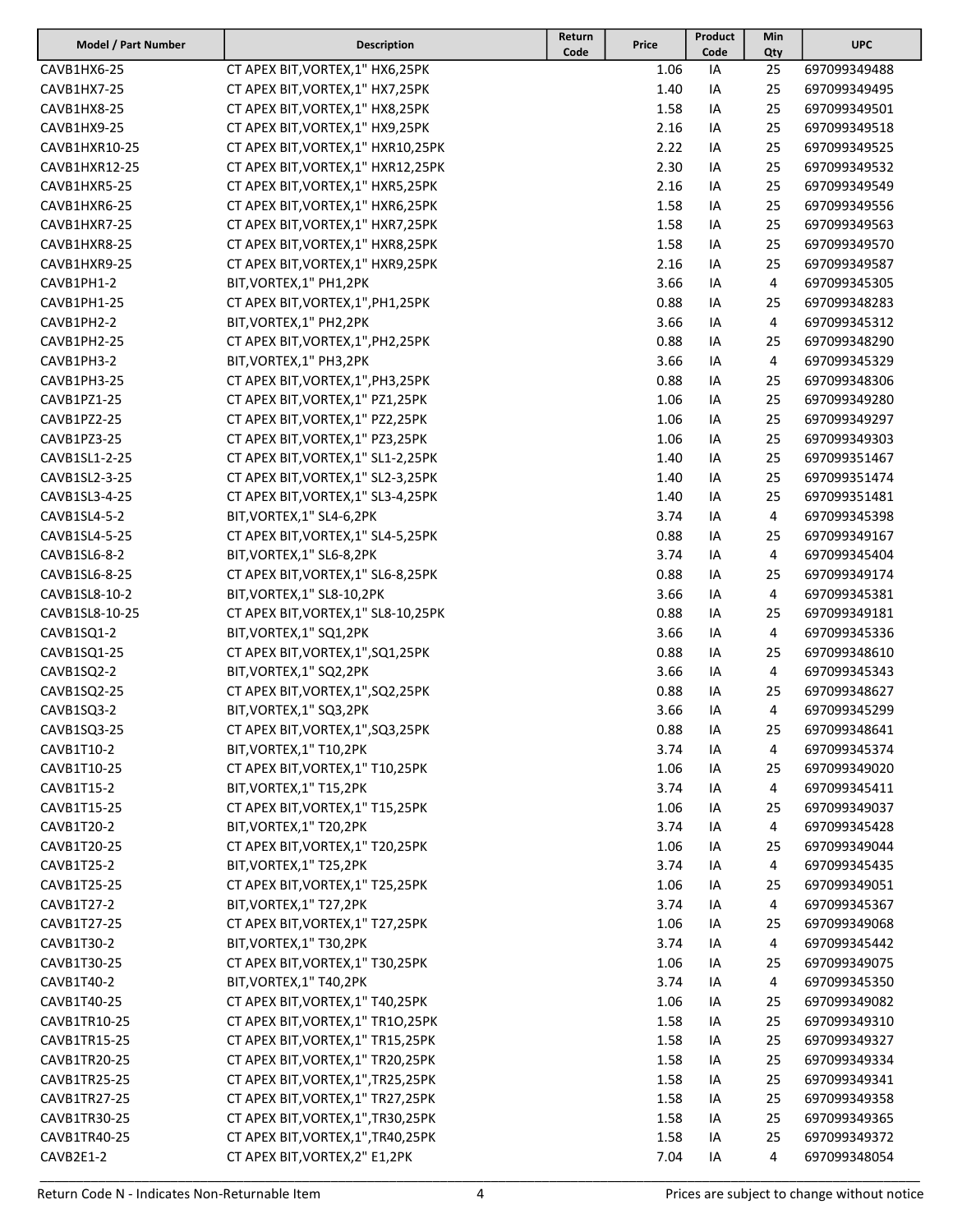| Model / Part Number | Description | Return Code | Price | Product Code | Min Qty | UPC |
|---|---|---|---|---|---|---|
| CAVB1HX6-25 | CT APEX BIT,VORTEX,1" HX6,25PK | | 1.06 | IA | 25 | 697099349488 |
| CAVB1HX7-25 | CT APEX BIT,VORTEX,1" HX7,25PK | | 1.40 | IA | 25 | 697099349495 |
| CAVB1HX8-25 | CT APEX BIT,VORTEX,1" HX8,25PK | | 1.58 | IA | 25 | 697099349501 |
| CAVB1HX9-25 | CT APEX BIT,VORTEX,1" HX9,25PK | | 2.16 | IA | 25 | 697099349518 |
| CAVB1HXR10-25 | CT APEX BIT,VORTEX,1" HXR10,25PK | | 2.22 | IA | 25 | 697099349525 |
| CAVB1HXR12-25 | CT APEX BIT,VORTEX,1" HXR12,25PK | | 2.30 | IA | 25 | 697099349532 |
| CAVB1HXR5-25 | CT APEX BIT,VORTEX,1" HXR5,25PK | | 2.16 | IA | 25 | 697099349549 |
| CAVB1HXR6-25 | CT APEX BIT,VORTEX,1" HXR6,25PK | | 1.58 | IA | 25 | 697099349556 |
| CAVB1HXR7-25 | CT APEX BIT,VORTEX,1" HXR7,25PK | | 1.58 | IA | 25 | 697099349563 |
| CAVB1HXR8-25 | CT APEX BIT,VORTEX,1" HXR8,25PK | | 1.58 | IA | 25 | 697099349570 |
| CAVB1HXR9-25 | CT APEX BIT,VORTEX,1" HXR9,25PK | | 2.16 | IA | 25 | 697099349587 |
| CAVB1PH1-2 | BIT,VORTEX,1" PH1,2PK | | 3.66 | IA | 4 | 697099345305 |
| CAVB1PH1-25 | CT APEX BIT,VORTEX,1",PH1,25PK | | 0.88 | IA | 25 | 697099348283 |
| CAVB1PH2-2 | BIT,VORTEX,1" PH2,2PK | | 3.66 | IA | 4 | 697099345312 |
| CAVB1PH2-25 | CT APEX BIT,VORTEX,1",PH2,25PK | | 0.88 | IA | 25 | 697099348290 |
| CAVB1PH3-2 | BIT,VORTEX,1" PH3,2PK | | 3.66 | IA | 4 | 697099345329 |
| CAVB1PH3-25 | CT APEX BIT,VORTEX,1",PH3,25PK | | 0.88 | IA | 25 | 697099348306 |
| CAVB1PZ1-25 | CT APEX BIT,VORTEX,1" PZ1,25PK | | 1.06 | IA | 25 | 697099349280 |
| CAVB1PZ2-25 | CT APEX BIT,VORTEX,1" PZ2,25PK | | 1.06 | IA | 25 | 697099349297 |
| CAVB1PZ3-25 | CT APEX BIT,VORTEX,1" PZ3,25PK | | 1.06 | IA | 25 | 697099349303 |
| CAVB1SL1-2-25 | CT APEX BIT,VORTEX,1" SL1-2,25PK | | 1.40 | IA | 25 | 697099351467 |
| CAVB1SL2-3-25 | CT APEX BIT,VORTEX,1" SL2-3,25PK | | 1.40 | IA | 25 | 697099351474 |
| CAVB1SL3-4-25 | CT APEX BIT,VORTEX,1" SL3-4,25PK | | 1.40 | IA | 25 | 697099351481 |
| CAVB1SL4-5-2 | BIT,VORTEX,1" SL4-6,2PK | | 3.74 | IA | 4 | 697099345398 |
| CAVB1SL4-5-25 | CT APEX BIT,VORTEX,1" SL4-5,25PK | | 0.88 | IA | 25 | 697099349167 |
| CAVB1SL6-8-2 | BIT,VORTEX,1" SL6-8,2PK | | 3.74 | IA | 4 | 697099345404 |
| CAVB1SL6-8-25 | CT APEX BIT,VORTEX,1" SL6-8,25PK | | 0.88 | IA | 25 | 697099349174 |
| CAVB1SL8-10-2 | BIT,VORTEX,1" SL8-10,2PK | | 3.66 | IA | 4 | 697099345381 |
| CAVB1SL8-10-25 | CT APEX BIT,VORTEX,1" SL8-10,25PK | | 0.88 | IA | 25 | 697099349181 |
| CAVB1SQ1-2 | BIT,VORTEX,1" SQ1,2PK | | 3.66 | IA | 4 | 697099345336 |
| CAVB1SQ1-25 | CT APEX BIT,VORTEX,1",SQ1,25PK | | 0.88 | IA | 25 | 697099348610 |
| CAVB1SQ2-2 | BIT,VORTEX,1" SQ2,2PK | | 3.66 | IA | 4 | 697099345343 |
| CAVB1SQ2-25 | CT APEX BIT,VORTEX,1",SQ2,25PK | | 0.88 | IA | 25 | 697099348627 |
| CAVB1SQ3-2 | BIT,VORTEX,1" SQ3,2PK | | 3.66 | IA | 4 | 697099345299 |
| CAVB1SQ3-25 | CT APEX BIT,VORTEX,1",SQ3,25PK | | 0.88 | IA | 25 | 697099348641 |
| CAVB1T10-2 | BIT,VORTEX,1" T10,2PK | | 3.74 | IA | 4 | 697099345374 |
| CAVB1T10-25 | CT APEX BIT,VORTEX,1" T10,25PK | | 1.06 | IA | 25 | 697099349020 |
| CAVB1T15-2 | BIT,VORTEX,1" T15,2PK | | 3.74 | IA | 4 | 697099345411 |
| CAVB1T15-25 | CT APEX BIT,VORTEX,1" T15,25PK | | 1.06 | IA | 25 | 697099349037 |
| CAVB1T20-2 | BIT,VORTEX,1" T20,2PK | | 3.74 | IA | 4 | 697099345428 |
| CAVB1T20-25 | CT APEX BIT,VORTEX,1" T20,25PK | | 1.06 | IA | 25 | 697099349044 |
| CAVB1T25-2 | BIT,VORTEX,1" T25,2PK | | 3.74 | IA | 4 | 697099345435 |
| CAVB1T25-25 | CT APEX BIT,VORTEX,1" T25,25PK | | 1.06 | IA | 25 | 697099349051 |
| CAVB1T27-2 | BIT,VORTEX,1" T27,2PK | | 3.74 | IA | 4 | 697099345367 |
| CAVB1T27-25 | CT APEX BIT,VORTEX,1" T27,25PK | | 1.06 | IA | 25 | 697099349068 |
| CAVB1T30-2 | BIT,VORTEX,1" T30,2PK | | 3.74 | IA | 4 | 697099345442 |
| CAVB1T30-25 | CT APEX BIT,VORTEX,1" T30,25PK | | 1.06 | IA | 25 | 697099349075 |
| CAVB1T40-2 | BIT,VORTEX,1" T40,2PK | | 3.74 | IA | 4 | 697099345350 |
| CAVB1T40-25 | CT APEX BIT,VORTEX,1" T40,25PK | | 1.06 | IA | 25 | 697099349082 |
| CAVB1TR10-25 | CT APEX BIT,VORTEX,1" TR1O,25PK | | 1.58 | IA | 25 | 697099349310 |
| CAVB1TR15-25 | CT APEX BIT,VORTEX,1" TR15,25PK | | 1.58 | IA | 25 | 697099349327 |
| CAVB1TR20-25 | CT APEX BIT,VORTEX,1" TR20,25PK | | 1.58 | IA | 25 | 697099349334 |
| CAVB1TR25-25 | CT APEX BIT,VORTEX,1",TR25,25PK | | 1.58 | IA | 25 | 697099349341 |
| CAVB1TR27-25 | CT APEX BIT,VORTEX,1" TR27,25PK | | 1.58 | IA | 25 | 697099349358 |
| CAVB1TR30-25 | CT APEX BIT,VORTEX,1",TR30,25PK | | 1.58 | IA | 25 | 697099349365 |
| CAVB1TR40-25 | CT APEX BIT,VORTEX,1",TR40,25PK | | 1.58 | IA | 25 | 697099349372 |
| CAVB2E1-2 | CT APEX BIT,VORTEX,2" E1,2PK | | 7.04 | IA | 4 | 697099348054 |

Return Code N - Indicates Non-Returnable Item

Prices are subject to change without notice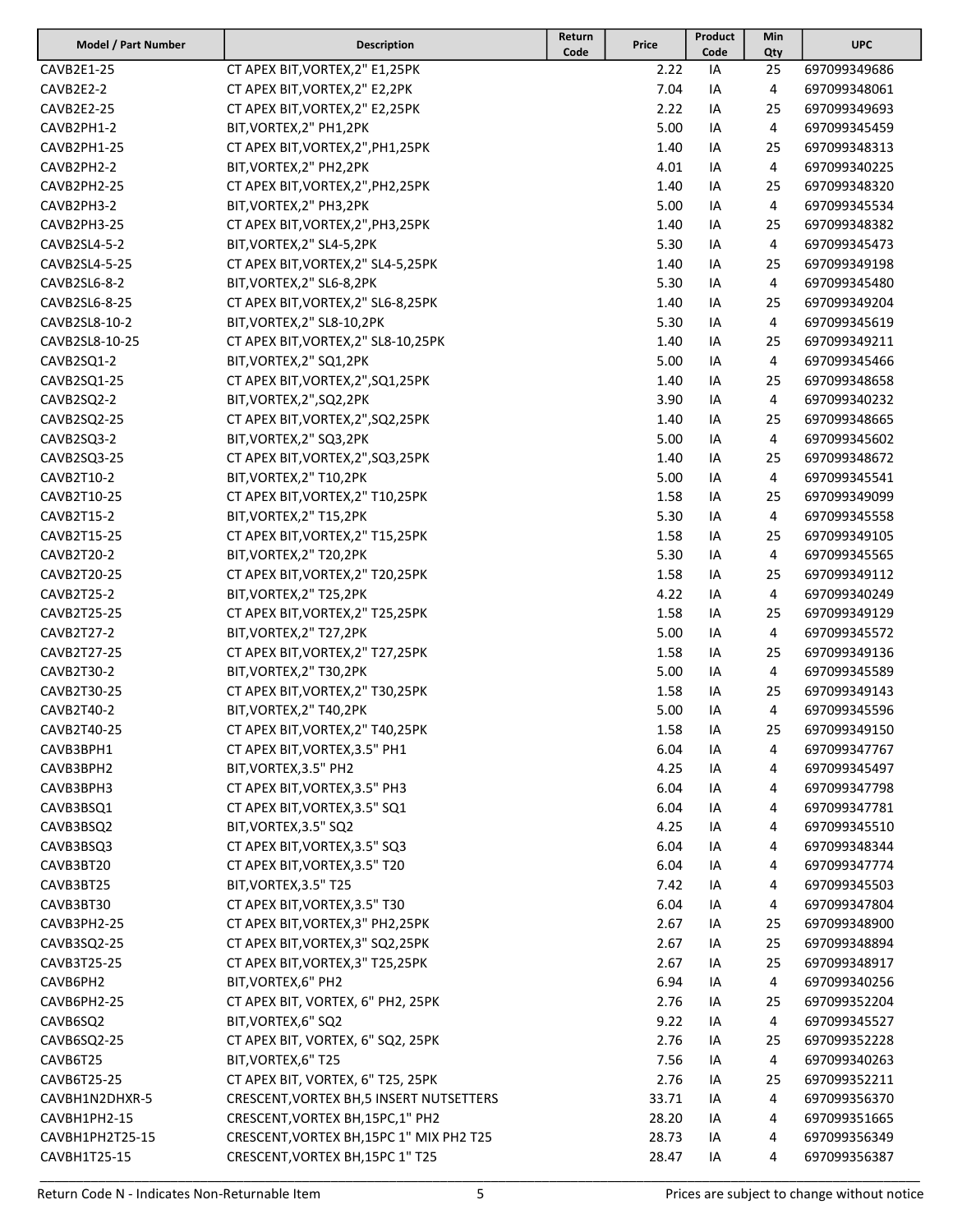| Model / Part Number | Description | Return Code | Price | Product Code | Min Qty | UPC |
|---|---|---|---|---|---|---|
| CAVB2E1-25 | CT APEX BIT,VORTEX,2" E1,25PK | | 2.22 | IA | 25 | 697099349686 |
| CAVB2E2-2 | CT APEX BIT,VORTEX,2" E2,2PK | | 7.04 | IA | 4 | 697099348061 |
| CAVB2E2-25 | CT APEX BIT,VORTEX,2" E2,25PK | | 2.22 | IA | 25 | 697099349693 |
| CAVB2PH1-2 | BIT,VORTEX,2" PH1,2PK | | 5.00 | IA | 4 | 697099345459 |
| CAVB2PH1-25 | CT APEX BIT,VORTEX,2",PH1,25PK | | 1.40 | IA | 25 | 697099348313 |
| CAVB2PH2-2 | BIT,VORTEX,2" PH2,2PK | | 4.01 | IA | 4 | 697099340225 |
| CAVB2PH2-25 | CT APEX BIT,VORTEX,2",PH2,25PK | | 1.40 | IA | 25 | 697099348320 |
| CAVB2PH3-2 | BIT,VORTEX,2" PH3,2PK | | 5.00 | IA | 4 | 697099345534 |
| CAVB2PH3-25 | CT APEX BIT,VORTEX,2",PH3,25PK | | 1.40 | IA | 25 | 697099348382 |
| CAVB2SL4-5-2 | BIT,VORTEX,2" SL4-5,2PK | | 5.30 | IA | 4 | 697099345473 |
| CAVB2SL4-5-25 | CT APEX BIT,VORTEX,2" SL4-5,25PK | | 1.40 | IA | 25 | 697099349198 |
| CAVB2SL6-8-2 | BIT,VORTEX,2" SL6-8,2PK | | 5.30 | IA | 4 | 697099345480 |
| CAVB2SL6-8-25 | CT APEX BIT,VORTEX,2" SL6-8,25PK | | 1.40 | IA | 25 | 697099349204 |
| CAVB2SL8-10-2 | BIT,VORTEX,2" SL8-10,2PK | | 5.30 | IA | 4 | 697099345619 |
| CAVB2SL8-10-25 | CT APEX BIT,VORTEX,2" SL8-10,25PK | | 1.40 | IA | 25 | 697099349211 |
| CAVB2SQ1-2 | BIT,VORTEX,2" SQ1,2PK | | 5.00 | IA | 4 | 697099345466 |
| CAVB2SQ1-25 | CT APEX BIT,VORTEX,2",SQ1,25PK | | 1.40 | IA | 25 | 697099348658 |
| CAVB2SQ2-2 | BIT,VORTEX,2",SQ2,2PK | | 3.90 | IA | 4 | 697099340232 |
| CAVB2SQ2-25 | CT APEX BIT,VORTEX,2",SQ2,25PK | | 1.40 | IA | 25 | 697099348665 |
| CAVB2SQ3-2 | BIT,VORTEX,2" SQ3,2PK | | 5.00 | IA | 4 | 697099345602 |
| CAVB2SQ3-25 | CT APEX BIT,VORTEX,2",SQ3,25PK | | 1.40 | IA | 25 | 697099348672 |
| CAVB2T10-2 | BIT,VORTEX,2" T10,2PK | | 5.00 | IA | 4 | 697099345541 |
| CAVB2T10-25 | CT APEX BIT,VORTEX,2" T10,25PK | | 1.58 | IA | 25 | 697099349099 |
| CAVB2T15-2 | BIT,VORTEX,2" T15,2PK | | 5.30 | IA | 4 | 697099345558 |
| CAVB2T15-25 | CT APEX BIT,VORTEX,2" T15,25PK | | 1.58 | IA | 25 | 697099349105 |
| CAVB2T20-2 | BIT,VORTEX,2" T20,2PK | | 5.30 | IA | 4 | 697099345565 |
| CAVB2T20-25 | CT APEX BIT,VORTEX,2" T20,25PK | | 1.58 | IA | 25 | 697099349112 |
| CAVB2T25-2 | BIT,VORTEX,2" T25,2PK | | 4.22 | IA | 4 | 697099340249 |
| CAVB2T25-25 | CT APEX BIT,VORTEX,2" T25,25PK | | 1.58 | IA | 25 | 697099349129 |
| CAVB2T27-2 | BIT,VORTEX,2" T27,2PK | | 5.00 | IA | 4 | 697099345572 |
| CAVB2T27-25 | CT APEX BIT,VORTEX,2" T27,25PK | | 1.58 | IA | 25 | 697099349136 |
| CAVB2T30-2 | BIT,VORTEX,2" T30,2PK | | 5.00 | IA | 4 | 697099345589 |
| CAVB2T30-25 | CT APEX BIT,VORTEX,2" T30,25PK | | 1.58 | IA | 25 | 697099349143 |
| CAVB2T40-2 | BIT,VORTEX,2" T40,2PK | | 5.00 | IA | 4 | 697099345596 |
| CAVB2T40-25 | CT APEX BIT,VORTEX,2" T40,25PK | | 1.58 | IA | 25 | 697099349150 |
| CAVB3BPH1 | CT APEX BIT,VORTEX,3.5" PH1 | | 6.04 | IA | 4 | 697099347767 |
| CAVB3BPH2 | BIT,VORTEX,3.5" PH2 | | 4.25 | IA | 4 | 697099345497 |
| CAVB3BPH3 | CT APEX BIT,VORTEX,3.5" PH3 | | 6.04 | IA | 4 | 697099347798 |
| CAVB3BSQ1 | CT APEX BIT,VORTEX,3.5" SQ1 | | 6.04 | IA | 4 | 697099347781 |
| CAVB3BSQ2 | BIT,VORTEX,3.5" SQ2 | | 4.25 | IA | 4 | 697099345510 |
| CAVB3BSQ3 | CT APEX BIT,VORTEX,3.5" SQ3 | | 6.04 | IA | 4 | 697099348344 |
| CAVB3BT20 | CT APEX BIT,VORTEX,3.5" T20 | | 6.04 | IA | 4 | 697099347774 |
| CAVB3BT25 | BIT,VORTEX,3.5" T25 | | 7.42 | IA | 4 | 697099345503 |
| CAVB3BT30 | CT APEX BIT,VORTEX,3.5" T30 | | 6.04 | IA | 4 | 697099347804 |
| CAVB3PH2-25 | CT APEX BIT,VORTEX,3" PH2,25PK | | 2.67 | IA | 25 | 697099348900 |
| CAVB3SQ2-25 | CT APEX BIT,VORTEX,3" SQ2,25PK | | 2.67 | IA | 25 | 697099348894 |
| CAVB3T25-25 | CT APEX BIT,VORTEX,3" T25,25PK | | 2.67 | IA | 25 | 697099348917 |
| CAVB6PH2 | BIT,VORTEX,6" PH2 | | 6.94 | IA | 4 | 697099340256 |
| CAVB6PH2-25 | CT APEX BIT, VORTEX, 6" PH2, 25PK | | 2.76 | IA | 25 | 697099352204 |
| CAVB6SQ2 | BIT,VORTEX,6" SQ2 | | 9.22 | IA | 4 | 697099345527 |
| CAVB6SQ2-25 | CT APEX BIT, VORTEX, 6" SQ2, 25PK | | 2.76 | IA | 25 | 697099352228 |
| CAVB6T25 | BIT,VORTEX,6" T25 | | 7.56 | IA | 4 | 697099340263 |
| CAVB6T25-25 | CT APEX BIT, VORTEX, 6" T25, 25PK | | 2.76 | IA | 25 | 697099352211 |
| CAVBH1N2DHXR-5 | CRESCENT,VORTEX BH,5 INSERT NUTSETTERS | | 33.71 | IA | 4 | 697099356370 |
| CAVBH1PH2-15 | CRESCENT,VORTEX BH,15PC,1" PH2 | | 28.20 | IA | 4 | 697099351665 |
| CAVBH1PH2T25-15 | CRESCENT,VORTEX BH,15PC 1" MIX PH2 T25 | | 28.73 | IA | 4 | 697099356349 |
| CAVBH1T25-15 | CRESCENT,VORTEX BH,15PC 1" T25 | | 28.47 | IA | 4 | 697099356387 |

Return Code N - Indicates Non-Returnable Item

Prices are subject to change without notice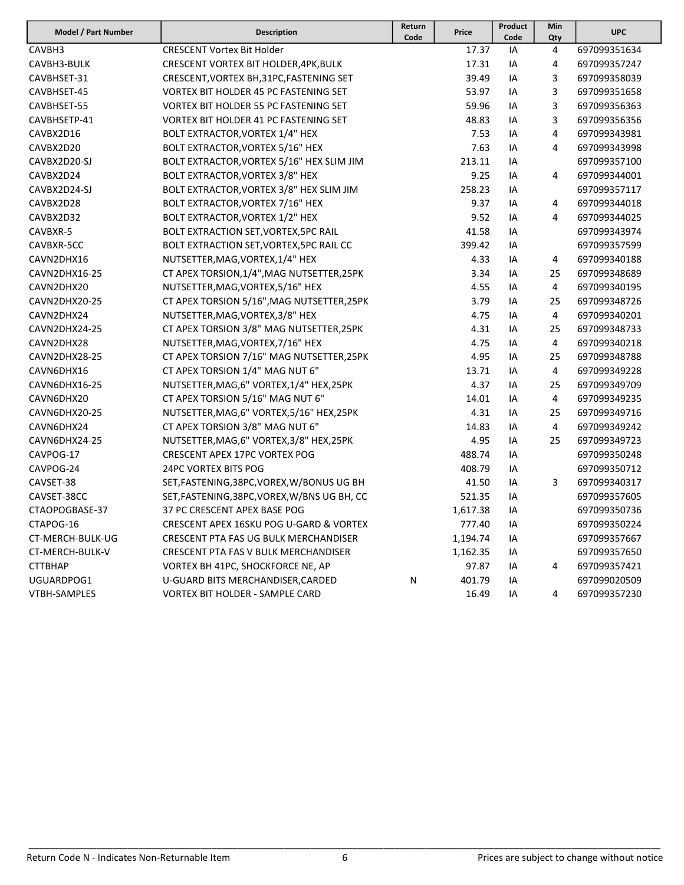| Model / Part Number | Description | Return Code | Price | Product Code | Min Qty | UPC |
|---|---|---|---|---|---|---|
| CAVBH3 | CRESCENT Vortex Bit Holder | | 17.37 | IA | 4 | 697099351634 |
| CAVBH3-BULK | CRESCENT VORTEX BIT HOLDER,4PK,BULK | | 17.31 | IA | 4 | 697099357247 |
| CAVBHSET-31 | CRESCENT,VORTEX BH,31PC,FASTENING SET | | 39.49 | IA | 3 | 697099358039 |
| CAVBHSET-45 | VORTEX BIT HOLDER 45 PC FASTENING SET | | 53.97 | IA | 3 | 697099351658 |
| CAVBHSET-55 | VORTEX BIT HOLDER 55 PC FASTENING SET | | 59.96 | IA | 3 | 697099356363 |
| CAVBHSETP-41 | VORTEX BIT HOLDER 41 PC FASTENING SET | | 48.83 | IA | 3 | 697099356356 |
| CAVBX2D16 | BOLT EXTRACTOR,VORTEX 1/4" HEX | | 7.53 | IA | 4 | 697099343981 |
| CAVBX2D20 | BOLT EXTRACTOR,VORTEX 5/16" HEX | | 7.63 | IA | 4 | 697099343998 |
| CAVBX2D20-SJ | BOLT EXTRACTOR,VORTEX 5/16" HEX SLIM JIM | | 213.11 | IA | | 697099357100 |
| CAVBX2D24 | BOLT EXTRACTOR,VORTEX 3/8" HEX | | 9.25 | IA | 4 | 697099344001 |
| CAVBX2D24-SJ | BOLT EXTRACTOR,VORTEX 3/8" HEX SLIM JIM | | 258.23 | IA | | 697099357117 |
| CAVBX2D28 | BOLT EXTRACTOR,VORTEX 7/16" HEX | | 9.37 | IA | 4 | 697099344018 |
| CAVBX2D32 | BOLT EXTRACTOR,VORTEX 1/2" HEX | | 9.52 | IA | 4 | 697099344025 |
| CAVBXR-5 | BOLT EXTRACTION SET,VORTEX,5PC RAIL | | 41.58 | IA | | 697099343974 |
| CAVBXR-5CC | BOLT EXTRACTION SET,VORTEX,5PC RAIL CC | | 399.42 | IA | | 697099357599 |
| CAVN2DHX16 | NUTSETTER,MAG,VORTEX,1/4" HEX | | 4.33 | IA | 4 | 697099340188 |
| CAVN2DHX16-25 | CT APEX TORSION,1/4",MAG NUTSETTER,25PK | | 3.34 | IA | 25 | 697099348689 |
| CAVN2DHX20 | NUTSETTER,MAG,VORTEX,5/16" HEX | | 4.55 | IA | 4 | 697099340195 |
| CAVN2DHX20-25 | CT APEX TORSION 5/16",MAG NUTSETTER,25PK | | 3.79 | IA | 25 | 697099348726 |
| CAVN2DHX24 | NUTSETTER,MAG,VORTEX,3/8" HEX | | 4.75 | IA | 4 | 697099340201 |
| CAVN2DHX24-25 | CT APEX TORSION 3/8" MAG NUTSETTER,25PK | | 4.31 | IA | 25 | 697099348733 |
| CAVN2DHX28 | NUTSETTER,MAG,VORTEX,7/16" HEX | | 4.75 | IA | 4 | 697099340218 |
| CAVN2DHX28-25 | CT APEX TORSION 7/16" MAG NUTSETTER,25PK | | 4.95 | IA | 25 | 697099348788 |
| CAVN6DHX16 | CT APEX TORSION 1/4" MAG NUT 6" | | 13.71 | IA | 4 | 697099349228 |
| CAVN6DHX16-25 | NUTSETTER,MAG,6" VORTEX,1/4" HEX,25PK | | 4.37 | IA | 25 | 697099349709 |
| CAVN6DHX20 | CT APEX TORSION 5/16" MAG NUT 6" | | 14.01 | IA | 4 | 697099349235 |
| CAVN6DHX20-25 | NUTSETTER,MAG,6" VORTEX,5/16" HEX,25PK | | 4.31 | IA | 25 | 697099349716 |
| CAVN6DHX24 | CT APEX TORSION 3/8" MAG NUT 6" | | 14.83 | IA | 4 | 697099349242 |
| CAVN6DHX24-25 | NUTSETTER,MAG,6" VORTEX,3/8" HEX,25PK | | 4.95 | IA | 25 | 697099349723 |
| CAVPOG-17 | CRESCENT APEX 17PC VORTEX POG | | 488.74 | IA | | 697099350248 |
| CAVPOG-24 | 24PC VORTEX BITS POG | | 408.79 | IA | | 697099350712 |
| CAVSET-38 | SET,FASTENING,38PC,VOREX,W/BONUS UG BH | | 41.50 | IA | 3 | 697099340317 |
| CAVSET-38CC | SET,FASTENING,38PC,VOREX,W/BNS UG BH, CC | | 521.35 | IA | | 697099357605 |
| CTAOPOGBASE-37 | 37 PC CRESCENT APEX BASE POG | | 1,617.38 | IA | | 697099350736 |
| CTAPOG-16 | CRESCENT APEX 16SKU POG U-GARD & VORTEX | | 777.40 | IA | | 697099350224 |
| CT-MERCH-BULK-UG | CRESCENT PTA FAS UG BULK MERCHANDISER | | 1,194.74 | IA | | 697099357667 |
| CT-MERCH-BULK-V | CRESCENT PTA FAS V BULK MERCHANDISER | | 1,162.35 | IA | | 697099357650 |
| CTTBHAP | VORTEX BH 41PC, SHOCKFORCE NE, AP | | 97.87 | IA | 4 | 697099357421 |
| UGUARDPOG1 | U-GUARD BITS MERCHANDISER,CARDED | N | 401.79 | IA | | 697099020509 |
| VTBH-SAMPLES | VORTEX BIT HOLDER - SAMPLE CARD | | 16.49 | IA | 4 | 697099357230 |

Return Code N - Indicates Non-Returnable Item

Prices are subject to change without notice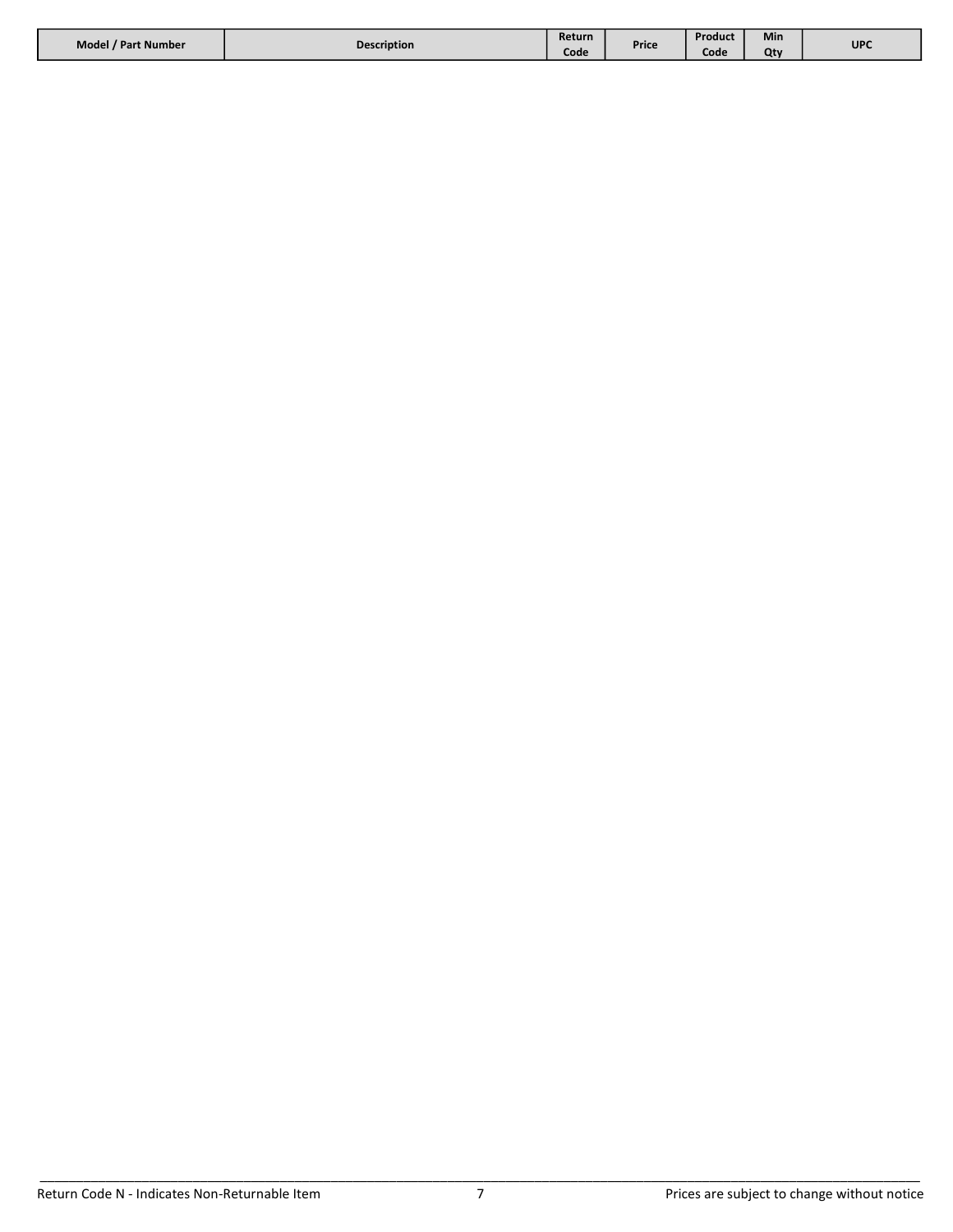| Model / Part Number | Description | Return Code | Price | Product Code | Min Qty | UPC |
| --- | --- | --- | --- | --- | --- | --- |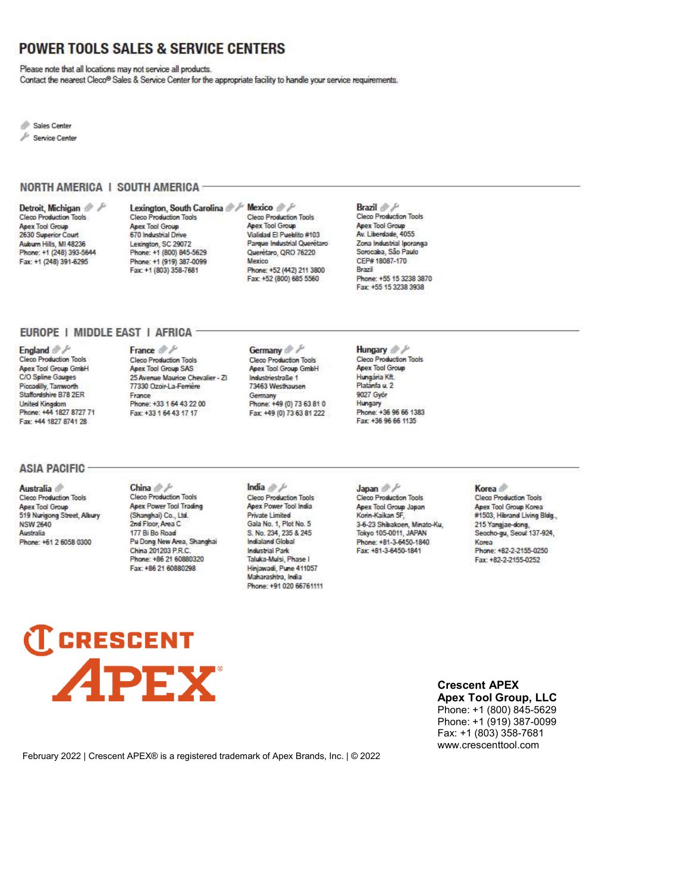# POWER TOOLS SALES & SERVICE CENTERS

Please note that all locations may not service all products.
Contact the nearest Cleco® Sales & Service Center for the appropriate facility to handle your service requirements.

Sales Center
Service Center

## NORTH AMERICA | SOUTH AMERICA

**Detroit, Michigan**
Cleco Production Tools
Apex Tool Group
2630 Superior Court
Auburn Hills, MI 48236
Phone: +1 (248) 393-5644
Fax: +1 (248) 391-6295

**Lexington, South Carolina**
Cleco Production Tools
Apex Tool Group
670 Industrial Drive
Lexington, SC 29072
Phone: +1 (800) 845-5629
Phone: +1 (919) 387-0099
Fax: +1 (803) 358-7681

**Mexico**
Cleco Production Tools
Apex Tool Group
Vialidad El Pueblito #103
Parque Industrial Querétaro
Querétaro, QRO 76220
Mexico
Phone: +52 (442) 211 3800
Fax: +52 (800) 685 5560

**Brazil**
Cleco Production Tools
Apex Tool Group
Av. Liberdade, 4055
Zona Industrial Iporanga
Sorocaba, São Paulo
CEP# 18087-170
Brazil
Phone: +55 15 3238 3870
Fax: +55 15 3238 3938

## EUROPE | MIDDLE EAST | AFRICA

**England**
Cleco Production Tools
Apex Tool Group GmbH
C/O Spline Gauges
Piccadilly, Tamworth
Staffordshire B78 2ER
United Kingdom
Phone: +44 1827 8727 71
Fax: +44 1827 8741 28

**France**
Cleco Production Tools
Apex Tool Group SAS
25 Avenue Maurice Chevalier - ZI
77330 Ozoir-La-Ferrière
France
Phone: +33 1 64 43 22 00
Fax: +33 1 64 43 17 17

**Germany**
Cleco Production Tools
Apex Tool Group GmbH
Industriestraße 1
73463 Westhausen
Germany
Phone: +49 (0) 73 63 81 0
Fax: +49 (0) 73 63 81 222

**Hungary**
Cleco Production Tools
Apex Tool Group
Hungária Kft.
Platánfa u. 2
9027 Győr
Hungary
Phone: +36 96 66 1383
Fax: +36 96 66 1135

## ASIA PACIFIC

**Australia**
Cleco Production Tools
Apex Tool Group
519 Nurigong Street, Albury
NSW 2640
Australia
Phone: +61 2 6058 0300

**China**
Cleco Production Tools
Apex Power Tool Trading
(Shanghai) Co., Ltd.
2nd Floor, Area C
177 Bi Bo Road
Pu Dong New Area, Shanghai
China 201203 P.R.C.
Phone: +86 21 60880320
Fax: +86 21 60880298

**India**
Cleco Production Tools
Apex Power Tool India
Private Limited
Gala No. 1, Plot No. 5
S. No. 234, 235 & 245
Indialand Global
Industrial Park
Taluka-Mulsi, Phase I
Hinjawadi, Pune 411057
Maharashtra, India
Phone: +91 020 66761111

**Japan**
Cleco Production Tools
Apex Tool Group Japan
Korin-Kaikan 5F,
3-6-23 Shibakoen, Minato-Ku,
Tokyo 105-0011, JAPAN
Phone: +81-3-6450-1840
Fax: +81-3-6450-1841

**Korea**
Cleco Production Tools
Apex Tool Group Korea
#1503, Hibrand Living Bldg.,
215 Yangjae-dong,
Seocho-gu, Seoul 137-924,
Korea
Phone: +82-2-2155-0250
Fax: +82-2-2155-0252

CRESCENT APEX®

**Crescent APEX**
**Apex Tool Group, LLC**
Phone: +1 (800) 845-5629
Phone: +1 (919) 387-0099
Fax: +1 (803) 358-7681
www.crescenttool.com

February 2022 | Crescent APEX® is a registered trademark of Apex Brands, Inc. | © 2022